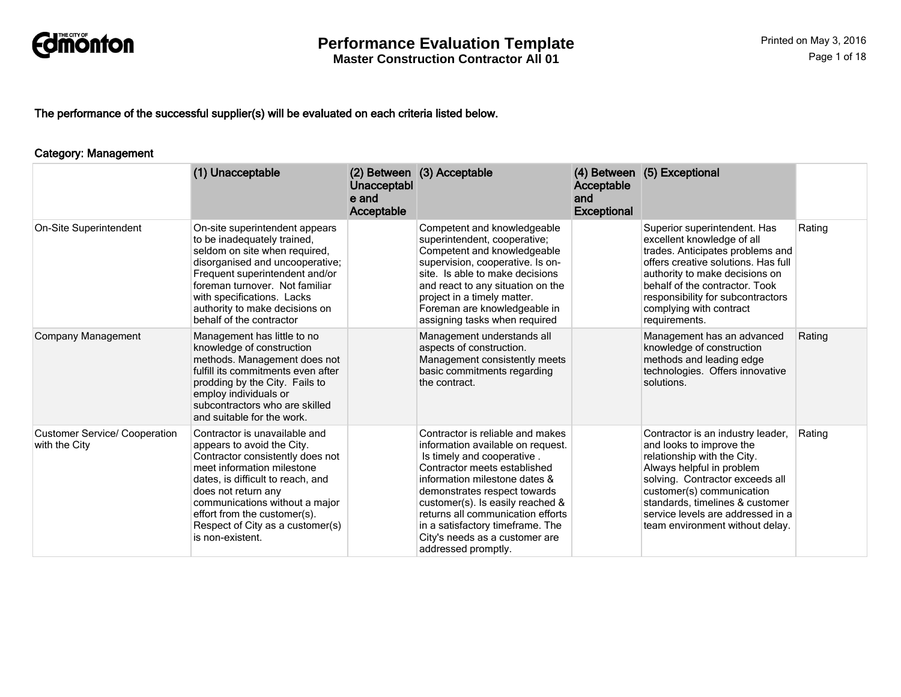# Performance Evaluation Template

## Master Construction Contractor All 01

The performance of the successful supplier(s) will be evaluated on each criteria listed below.

### Category: Management

| | (1) Unacceptable | (2) Between Unacceptable and Acceptable | (3) Acceptable | (4) Between Acceptable and Exceptional | (5) Exceptional | |
|---|---|---|---|---|---|---|
| On-Site Superintendent | On-site superintendent appears to be inadequately trained, seldom on site when required, disorganised and uncooperative; Frequent superintendent and/or foreman turnover. Not familiar with specifications. Lacks authority to make decisions on behalf of the contractor | | Competent and knowledgeable superintendent, cooperative; Competent and knowledgeable supervision, cooperative. Is on-site. Is able to make decisions and react to any situation on the project in a timely matter. Foreman are knowledgeable in assigning tasks when required | | Superior superintendent. Has excellent knowledge of all trades. Anticipates problems and offers creative solutions. Has full authority to make decisions on behalf of the contractor. Took responsibility for subcontractors complying with contract requirements. | Rating |
| Company Management | Management has little to no knowledge of construction methods. Management does not fulfill its commitments even after prodding by the City. Fails to employ individuals or subcontractors who are skilled and suitable for the work. | | Management understands all aspects of construction. Management consistently meets basic commitments regarding the contract. | | Management has an advanced knowledge of construction methods and leading edge technologies. Offers innovative solutions. | Rating |
| Customer Service/ Cooperation with the City | Contractor is unavailable and appears to avoid the City. Contractor consistently does not meet information milestone dates, is difficult to reach, and does not return any communications without a major effort from the customer(s). Respect of City as a customer(s) is non-existent. | | Contractor is reliable and makes information available on request. Is timely and cooperative . Contractor meets established information milestone dates & demonstrates respect towards customer(s). Is easily reached & returns all communication efforts in a satisfactory timeframe. The City's needs as a customer are addressed promptly. | | Contractor is an industry leader, and looks to improve the relationship with the City. Always helpful in problem solving. Contractor exceeds all customer(s) communication standards, timelines & customer service levels are addressed in a team environment without delay. | Rating |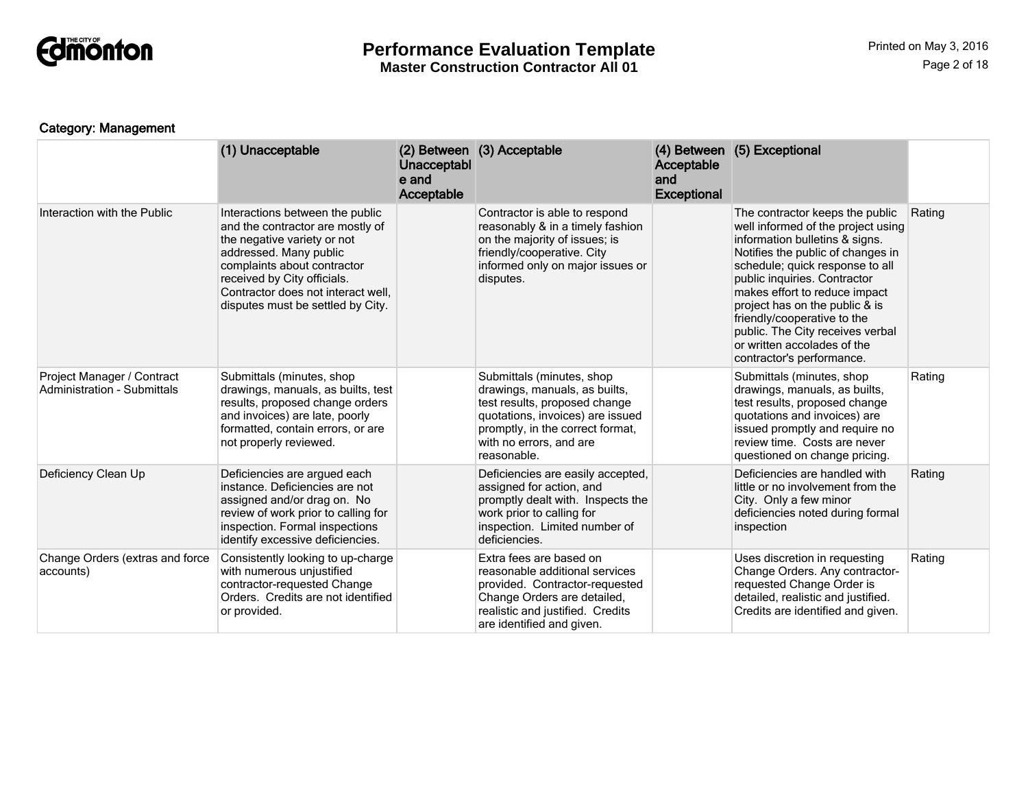### Category: Management

| | (1) Unacceptable | (2) Between Unacceptable and Acceptable | (3) Acceptable | (4) Between Acceptable and Exceptional | (5) Exceptional | |
|---|---|---|---|---|---|---|
| Interaction with the Public | Interactions between the public and the contractor are mostly of the negative variety or not addressed. Many public complaints about contractor received by City officials. Contractor does not interact well, disputes must be settled by City. | | Contractor is able to respond reasonably & in a timely fashion on the majority of issues; is friendly/cooperative. City informed only on major issues or disputes. | | The contractor keeps the public well informed of the project using information bulletins & signs. Notifies the public of changes in schedule; quick response to all public inquiries. Contractor makes effort to reduce impact project has on the public & is friendly/cooperative to the public. The City receives verbal or written accolades of the contractor's performance. | Rating |
| Project Manager / Contract Administration - Submittals | Submittals (minutes, shop drawings, manuals, as builts, test results, proposed change orders and invoices) are late, poorly formatted, contain errors, or are not properly reviewed. | | Submittals (minutes, shop drawings, manuals, as builts, test results, proposed change quotations, invoices) are issued promptly, in the correct format, with no errors, and are reasonable. | | Submittals (minutes, shop drawings, manuals, as builts, test results, proposed change quotations and invoices) are issued promptly and require no review time. Costs are never questioned on change pricing. | Rating |
| Deficiency Clean Up | Deficiencies are argued each instance. Deficiencies are not assigned and/or drag on. No review of work prior to calling for inspection. Formal inspections identify excessive deficiencies. | | Deficiencies are easily accepted, assigned for action, and promptly dealt with. Inspects the work prior to calling for inspection. Limited number of deficiencies. | | Deficiencies are handled with little or no involvement from the City. Only a few minor deficiencies noted during formal inspection | Rating |
| Change Orders (extras and force accounts) | Consistently looking to up-charge with numerous unjustified contractor-requested Change Orders. Credits are not identified or provided. | | Extra fees are based on reasonable additional services provided. Contractor-requested Change Orders are detailed, realistic and justified. Credits are identified and given. | | Uses discretion in requesting Change Orders. Any contractor-requested Change Order is detailed, realistic and justified. Credits are identified and given. | Rating |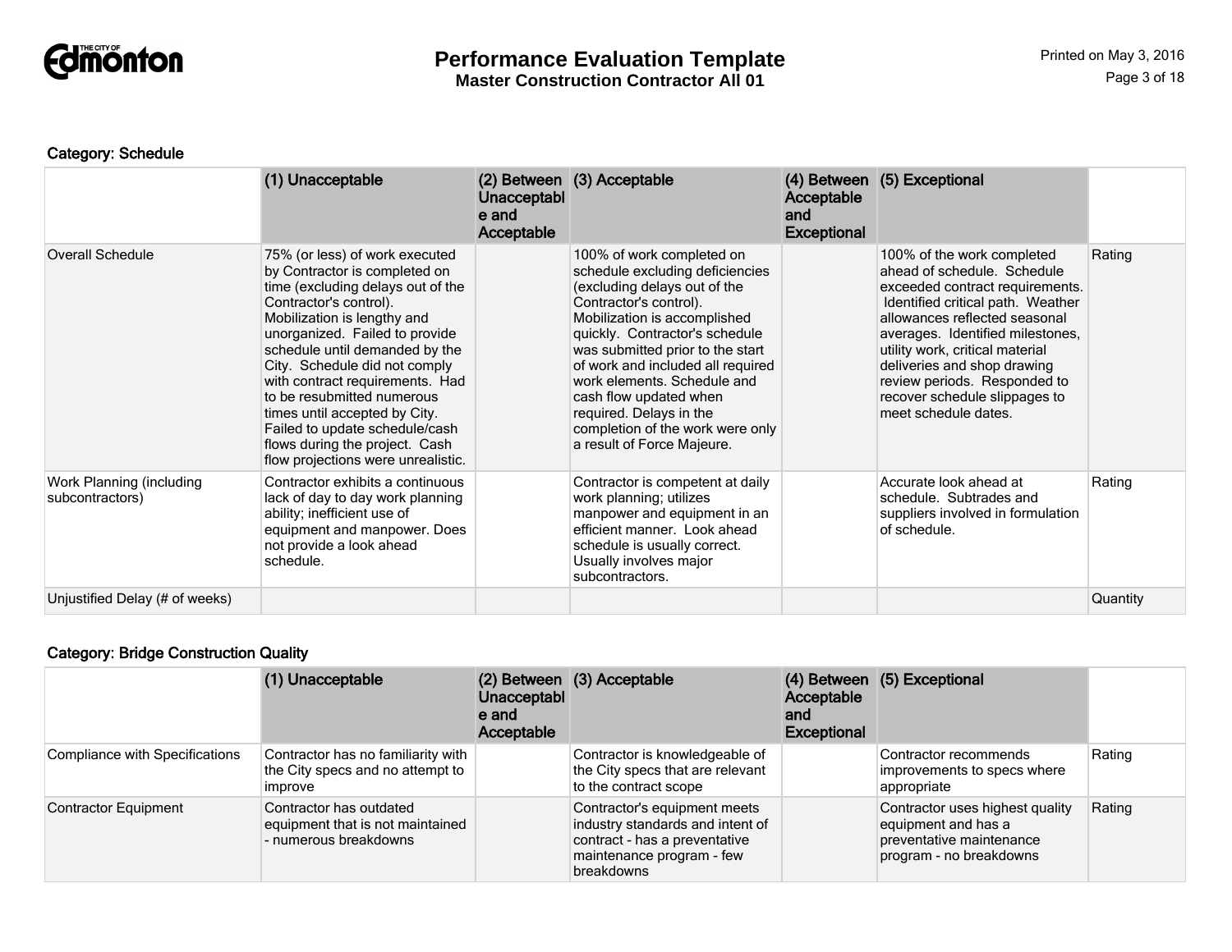### Category: Schedule

| | (1) Unacceptable | (2) Between Unacceptable and Acceptable | (3) Acceptable | (4) Between Acceptable and Exceptional | (5) Exceptional | |
|---|---|---|---|---|---|---|
| Overall Schedule | 75% (or less) of work executed by Contractor is completed on time (excluding delays out of the Contractor's control). Mobilization is lengthy and unorganized. Failed to provide schedule until demanded by the City. Schedule did not comply with contract requirements. Had to be resubmitted numerous times until accepted by City. Failed to update schedule/cash flows during the project. Cash flow projections were unrealistic. | | 100% of work completed on schedule excluding deficiencies (excluding delays out of the Contractor's control). Mobilization is accomplished quickly. Contractor's schedule was submitted prior to the start of work and included all required work elements. Schedule and cash flow updated when required. Delays in the completion of the work were only a result of Force Majeure. | | 100% of the work completed ahead of schedule. Schedule exceeded contract requirements. Identified critical path. Weather allowances reflected seasonal averages. Identified milestones, utility work, critical material deliveries and shop drawing review periods. Responded to recover schedule slippages to meet schedule dates. | Rating |
| Work Planning (including subcontractors) | Contractor exhibits a continuous lack of day to day work planning ability; inefficient use of equipment and manpower. Does not provide a look ahead schedule. | | Contractor is competent at daily work planning; utilizes manpower and equipment in an efficient manner. Look ahead schedule is usually correct. Usually involves major subcontractors. | | Accurate look ahead at schedule. Subtrades and suppliers involved in formulation of schedule. | Rating |
| Unjustified Delay (# of weeks) | | | | | | Quantity |

### Category: Bridge Construction Quality

| | (1) Unacceptable | (2) Between Unacceptable and Acceptable | (3) Acceptable | (4) Between Acceptable and Exceptional | (5) Exceptional | |
|---|---|---|---|---|---|---|
| Compliance with Specifications | Contractor has no familiarity with the City specs and no attempt to improve | | Contractor is knowledgeable of the City specs that are relevant to the contract scope | | Contractor recommends improvements to specs where appropriate | Rating |
| Contractor Equipment | Contractor has outdated equipment that is not maintained - numerous breakdowns | | Contractor's equipment meets industry standards and intent of contract - has a preventative maintenance program - few breakdowns | | Contractor uses highest quality equipment and has a preventative maintenance program - no breakdowns | Rating |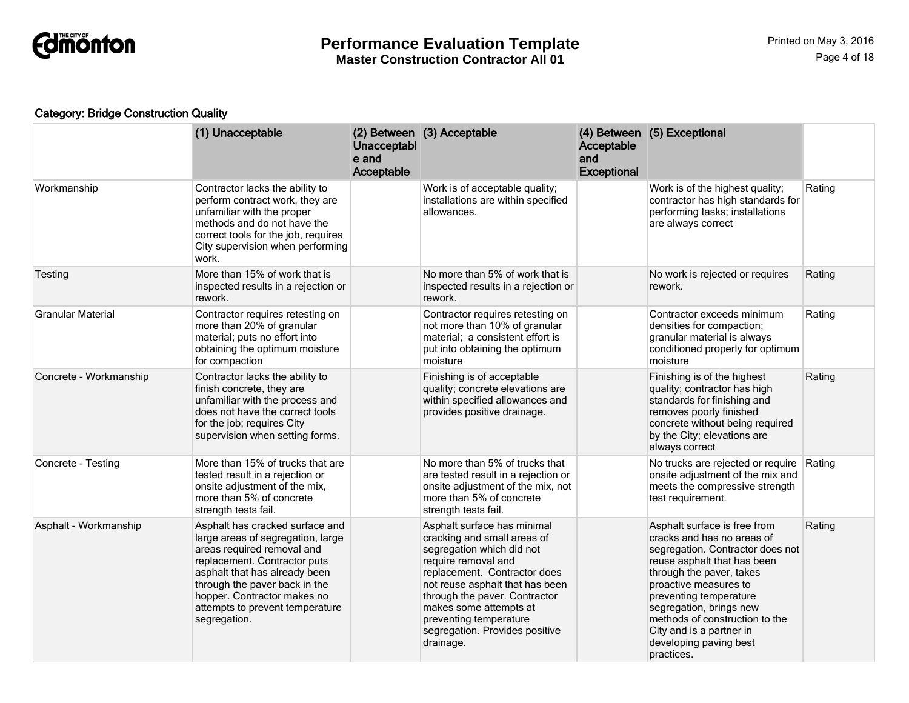# Performance Evaluation Template

**Master Construction Contractor All 01**

**Category: Bridge Construction Quality**

| | (1) Unacceptable | (2) Between Unacceptable and Acceptable | (3) Acceptable | (4) Between Acceptable and Exceptional | (5) Exceptional | |
|---|---|---|---|---|---|---|
| Workmanship | Contractor lacks the ability to perform contract work, they are unfamiliar with the proper methods and do not have the correct tools for the job, requires City supervision when performing work. | | Work is of acceptable quality; installations are within specified allowances. | | Work is of the highest quality; contractor has high standards for performing tasks; installations are always correct | Rating |
| Testing | More than 15% of work that is inspected results in a rejection or rework. | | No more than 5% of work that is inspected results in a rejection or rework. | | No work is rejected or requires rework. | Rating |
| Granular Material | Contractor requires retesting on more than 20% of granular material; puts no effort into obtaining the optimum moisture for compaction | | Contractor requires retesting on not more than 10% of granular material; a consistent effort is put into obtaining the optimum moisture | | Contractor exceeds minimum densities for compaction; granular material is always conditioned properly for optimum moisture | Rating |
| Concrete - Workmanship | Contractor lacks the ability to finish concrete, they are unfamiliar with the process and does not have the correct tools for the job; requires City supervision when setting forms. | | Finishing is of acceptable quality; concrete elevations are within specified allowances and provides positive drainage. | | Finishing is of the highest quality; contractor has high standards for finishing and removes poorly finished concrete without being required by the City; elevations are always correct | Rating |
| Concrete - Testing | More than 15% of trucks that are tested result in a rejection or onsite adjustment of the mix, more than 5% of concrete strength tests fail. | | No more than 5% of trucks that are tested result in a rejection or onsite adjustment of the mix, not more than 5% of concrete strength tests fail. | | No trucks are rejected or require onsite adjustment of the mix and meets the compressive strength test requirement. | Rating |
| Asphalt - Workmanship | Asphalt has cracked surface and large areas of segregation, large areas required removal and replacement. Contractor puts asphalt that has already been through the paver back in the hopper. Contractor makes no attempts to prevent temperature segregation. | | Asphalt surface has minimal cracking and small areas of segregation which did not require removal and replacement. Contractor does not reuse asphalt that has been through the paver. Contractor makes some attempts at preventing temperature segregation. Provides positive drainage. | | Asphalt surface is free from cracks and has no areas of segregation. Contractor does not reuse asphalt that has been through the paver, takes proactive measures to preventing temperature segregation, brings new methods of construction to the City and is a partner in developing paving best practices. | Rating |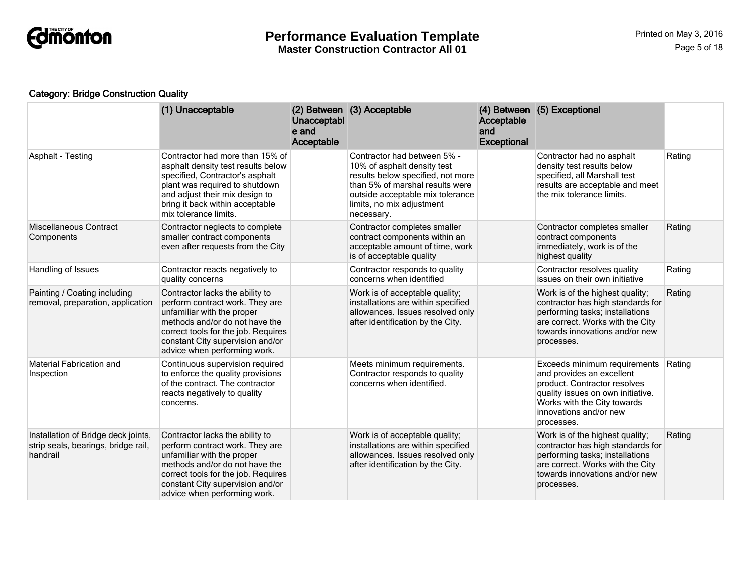**Category: Bridge Construction Quality**

| | (1) Unacceptable | (2) Between Unacceptable and Acceptable | (3) Acceptable | (4) Between Acceptable and Exceptional | (5) Exceptional | |
|---|---|---|---|---|---|---|
| Asphalt - Testing | Contractor had more than 15% of asphalt density test results below specified, Contractor's asphalt plant was required to shutdown and adjust their mix design to bring it back within acceptable mix tolerance limits. | | Contractor had between 5% - 10% of asphalt density test results below specified, not more than 5% of marshal results were outside acceptable mix tolerance limits, no mix adjustment necessary. | | Contractor had no asphalt density test results below specified, all Marshall test results are acceptable and meet the mix tolerance limits. | Rating |
| Miscellaneous Contract Components | Contractor neglects to complete smaller contract components even after requests from the City | | Contractor completes smaller contract components within an acceptable amount of time, work is of acceptable quality | | Contractor completes smaller contract components immediately, work is of the highest quality | Rating |
| Handling of Issues | Contractor reacts negatively to quality concerns | | Contractor responds to quality concerns when identified | | Contractor resolves quality issues on their own initiative | Rating |
| Painting / Coating including removal, preparation, application | Contractor lacks the ability to perform contract work. They are unfamiliar with the proper methods and/or do not have the correct tools for the job. Requires constant City supervision and/or advice when performing work. | | Work is of acceptable quality; installations are within specified allowances. Issues resolved only after identification by the City. | | Work is of the highest quality; contractor has high standards for performing tasks; installations are correct. Works with the City towards innovations and/or new processes. | Rating |
| Material Fabrication and Inspection | Continuous supervision required to enforce the quality provisions of the contract. The contractor reacts negatively to quality concerns. | | Meets minimum requirements. Contractor responds to quality concerns when identified. | | Exceeds minimum requirements and provides an excellent product. Contractor resolves quality issues on own initiative. Works with the City towards innovations and/or new processes. | Rating |
| Installation of Bridge deck joints, strip seals, bearings, bridge rail, handrail | Contractor lacks the ability to perform contract work. They are unfamiliar with the proper methods and/or do not have the correct tools for the job. Requires constant City supervision and/or advice when performing work. | | Work is of acceptable quality; installations are within specified allowances. Issues resolved only after identification by the City. | | Work is of the highest quality; contractor has high standards for performing tasks; installations are correct. Works with the City towards innovations and/or new processes. | Rating |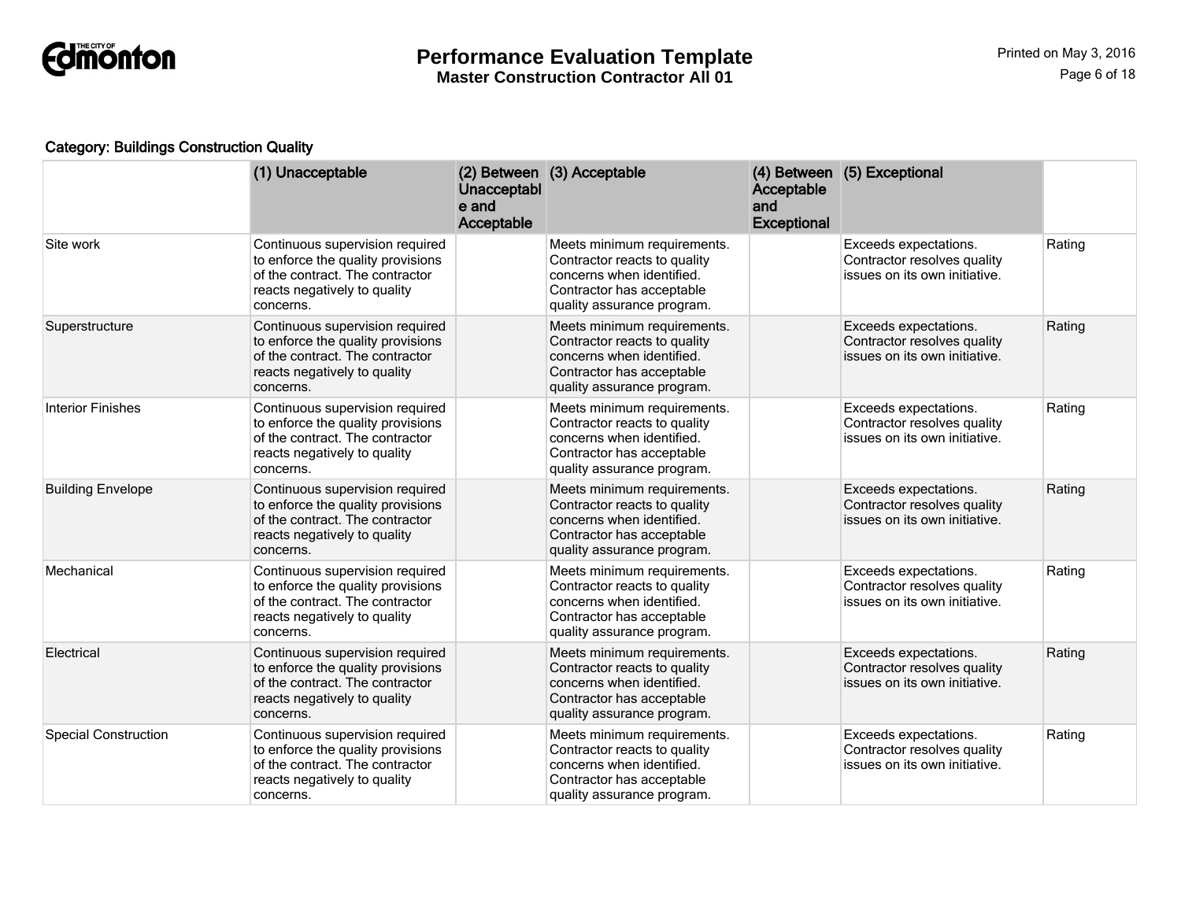**Category: Buildings Construction Quality**

| | (1) Unacceptable | (2) Between Unacceptable and Acceptable | (3) Acceptable | (4) Between Acceptable and Exceptional | (5) Exceptional | |
|---|---|---|---|---|---|---|
| Site work | Continuous supervision required to enforce the quality provisions of the contract. The contractor reacts negatively to quality concerns. | | Meets minimum requirements. Contractor reacts to quality concerns when identified. Contractor has acceptable quality assurance program. | | Exceeds expectations. Contractor resolves quality issues on its own initiative. | Rating |
| Superstructure | Continuous supervision required to enforce the quality provisions of the contract. The contractor reacts negatively to quality concerns. | | Meets minimum requirements. Contractor reacts to quality concerns when identified. Contractor has acceptable quality assurance program. | | Exceeds expectations. Contractor resolves quality issues on its own initiative. | Rating |
| Interior Finishes | Continuous supervision required to enforce the quality provisions of the contract. The contractor reacts negatively to quality concerns. | | Meets minimum requirements. Contractor reacts to quality concerns when identified. Contractor has acceptable quality assurance program. | | Exceeds expectations. Contractor resolves quality issues on its own initiative. | Rating |
| Building Envelope | Continuous supervision required to enforce the quality provisions of the contract. The contractor reacts negatively to quality concerns. | | Meets minimum requirements. Contractor reacts to quality concerns when identified. Contractor has acceptable quality assurance program. | | Exceeds expectations. Contractor resolves quality issues on its own initiative. | Rating |
| Mechanical | Continuous supervision required to enforce the quality provisions of the contract. The contractor reacts negatively to quality concerns. | | Meets minimum requirements. Contractor reacts to quality concerns when identified. Contractor has acceptable quality assurance program. | | Exceeds expectations. Contractor resolves quality issues on its own initiative. | Rating |
| Electrical | Continuous supervision required to enforce the quality provisions of the contract. The contractor reacts negatively to quality concerns. | | Meets minimum requirements. Contractor reacts to quality concerns when identified. Contractor has acceptable quality assurance program. | | Exceeds expectations. Contractor resolves quality issues on its own initiative. | Rating |
| Special Construction | Continuous supervision required to enforce the quality provisions of the contract. The contractor reacts negatively to quality concerns. | | Meets minimum requirements. Contractor reacts to quality concerns when identified. Contractor has acceptable quality assurance program. | | Exceeds expectations. Contractor resolves quality issues on its own initiative. | Rating |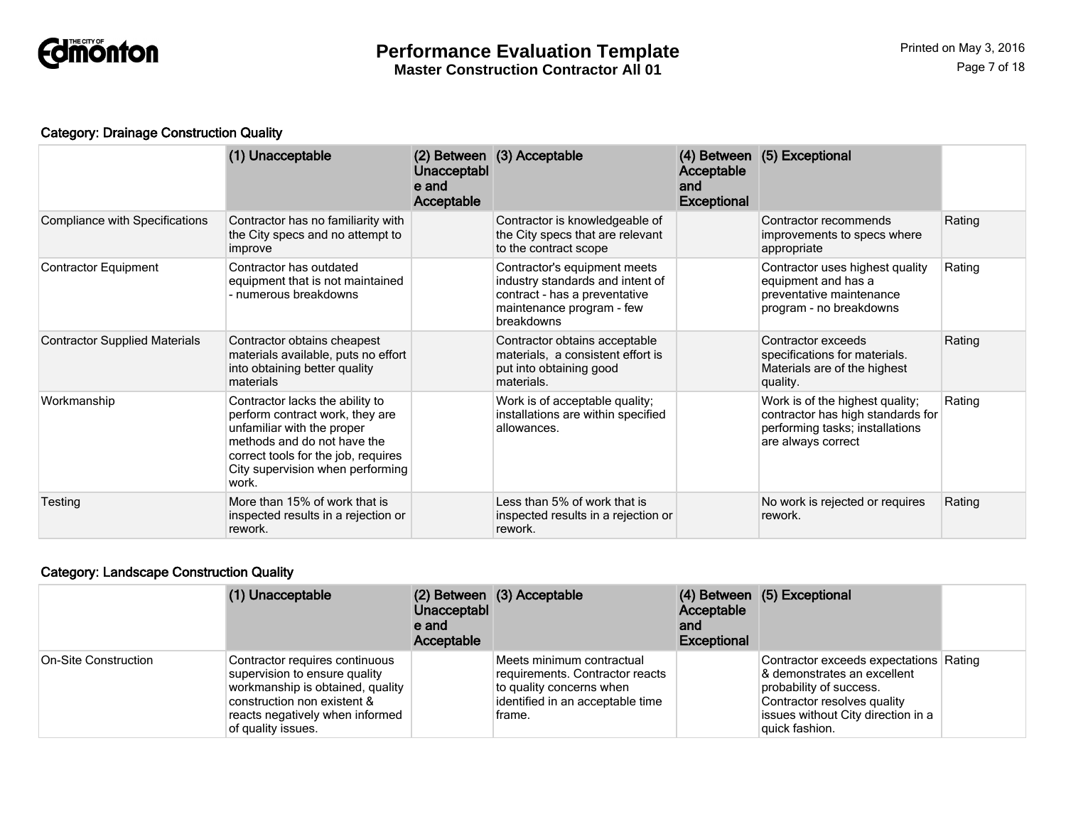### Category: Drainage Construction Quality

| | (1) Unacceptable | (2) Between Unacceptable and Acceptable | (3) Acceptable | (4) Between Acceptable and Exceptional | (5) Exceptional | |
|---|---|---|---|---|---|---|
| Compliance with Specifications | Contractor has no familiarity with the City specs and no attempt to improve | | Contractor is knowledgeable of the City specs that are relevant to the contract scope | | Contractor recommends improvements to specs where appropriate | Rating |
| Contractor Equipment | Contractor has outdated equipment that is not maintained - numerous breakdowns | | Contractor's equipment meets industry standards and intent of contract - has a preventative maintenance program - few breakdowns | | Contractor uses highest quality equipment and has a preventative maintenance program - no breakdowns | Rating |
| Contractor Supplied Materials | Contractor obtains cheapest materials available, puts no effort into obtaining better quality materials | | Contractor obtains acceptable materials, a consistent effort is put into obtaining good materials. | | Contractor exceeds specifications for materials. Materials are of the highest quality. | Rating |
| Workmanship | Contractor lacks the ability to perform contract work, they are unfamiliar with the proper methods and do not have the correct tools for the job, requires City supervision when performing work. | | Work is of acceptable quality; installations are within specified allowances. | | Work is of the highest quality; contractor has high standards for performing tasks; installations are always correct | Rating |
| Testing | More than 15% of work that is inspected results in a rejection or rework. | | Less than 5% of work that is inspected results in a rejection or rework. | | No work is rejected or requires rework. | Rating |

### Category: Landscape Construction Quality

| | (1) Unacceptable | (2) Between Unacceptable and Acceptable | (3) Acceptable | (4) Between Acceptable and Exceptional | (5) Exceptional | |
|---|---|---|---|---|---|---|
| On-Site Construction | Contractor requires continuous supervision to ensure quality workmanship is obtained, quality construction non existent & reacts negatively when informed of quality issues. | | Meets minimum contractual requirements. Contractor reacts to quality concerns when identified in an acceptable time frame. | | Contractor exceeds expectations & demonstrates an excellent probability of success. Contractor resolves quality issues without City direction in a quick fashion. | Rating |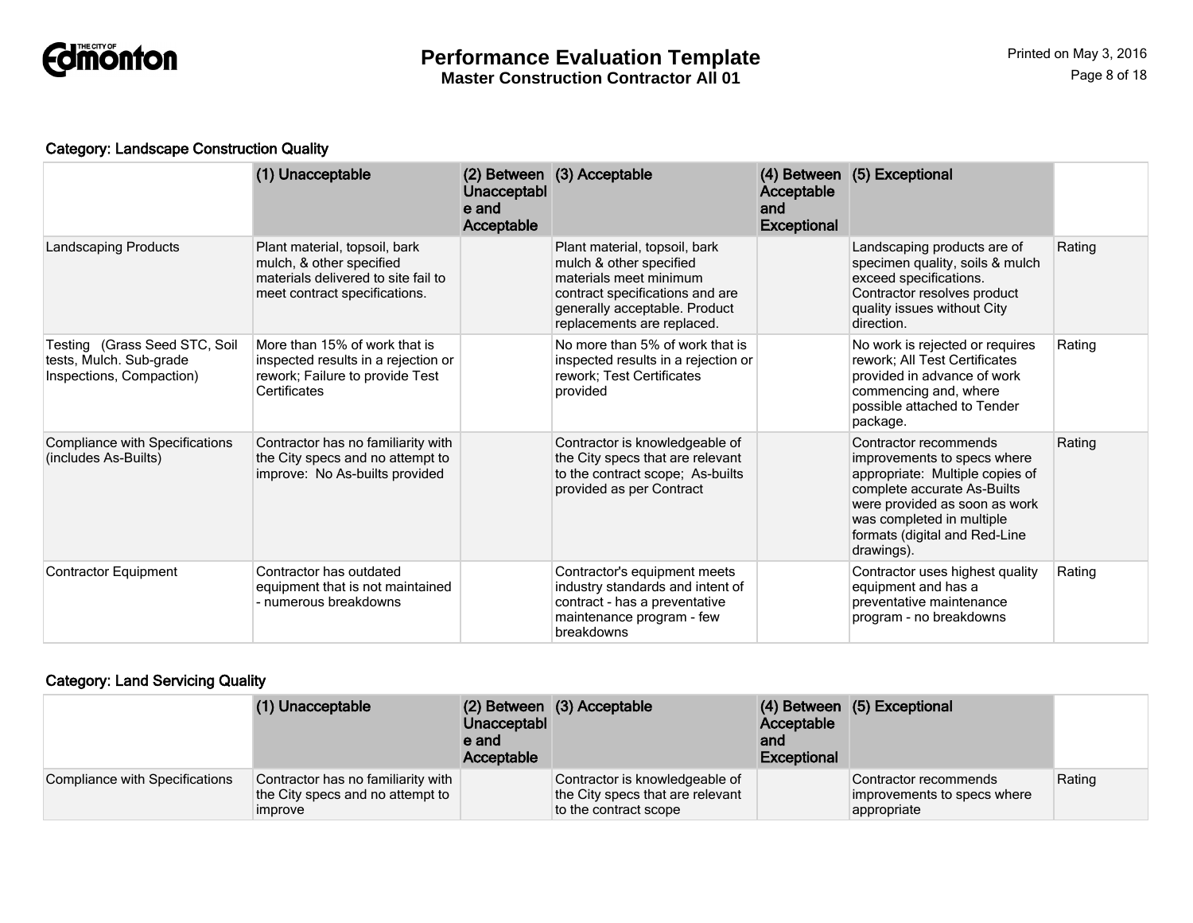### Category: Landscape Construction Quality

| | (1) Unacceptable | (2) Between Unacceptable and Acceptable | (3) Acceptable | (4) Between Acceptable and Exceptional | (5) Exceptional | |
|---|---|---|---|---|---|---|
| Landscaping Products | Plant material, topsoil, bark mulch, & other specified materials delivered to site fail to meet contract specifications. | | Plant material, topsoil, bark mulch & other specified materials meet minimum contract specifications and are generally acceptable. Product replacements are replaced. | | Landscaping products are of specimen quality, soils & mulch exceed specifications. Contractor resolves product quality issues without City direction. | Rating |
| Testing (Grass Seed STC, Soil tests, Mulch. Sub-grade Inspections, Compaction) | More than 15% of work that is inspected results in a rejection or rework; Failure to provide Test Certificates | | No more than 5% of work that is inspected results in a rejection or rework; Test Certificates provided | | No work is rejected or requires rework; All Test Certificates provided in advance of work commencing and, where possible attached to Tender package. | Rating |
| Compliance with Specifications (includes As-Builts) | Contractor has no familiarity with the City specs and no attempt to improve: No As-builts provided | | Contractor is knowledgeable of the City specs that are relevant to the contract scope; As-builts provided as per Contract | | Contractor recommends improvements to specs where appropriate: Multiple copies of complete accurate As-Builts were provided as soon as work was completed in multiple formats (digital and Red-Line drawings). | Rating |
| Contractor Equipment | Contractor has outdated equipment that is not maintained - numerous breakdowns | | Contractor's equipment meets industry standards and intent of contract - has a preventative maintenance program - few breakdowns | | Contractor uses highest quality equipment and has a preventative maintenance program - no breakdowns | Rating |

### Category: Land Servicing Quality

| | (1) Unacceptable | (2) Between Unacceptable and Acceptable | (3) Acceptable | (4) Between Acceptable and Exceptional | (5) Exceptional | |
|---|---|---|---|---|---|---|
| Compliance with Specifications | Contractor has no familiarity with the City specs and no attempt to improve | | Contractor is knowledgeable of the City specs that are relevant to the contract scope | | Contractor recommends improvements to specs where appropriate | Rating |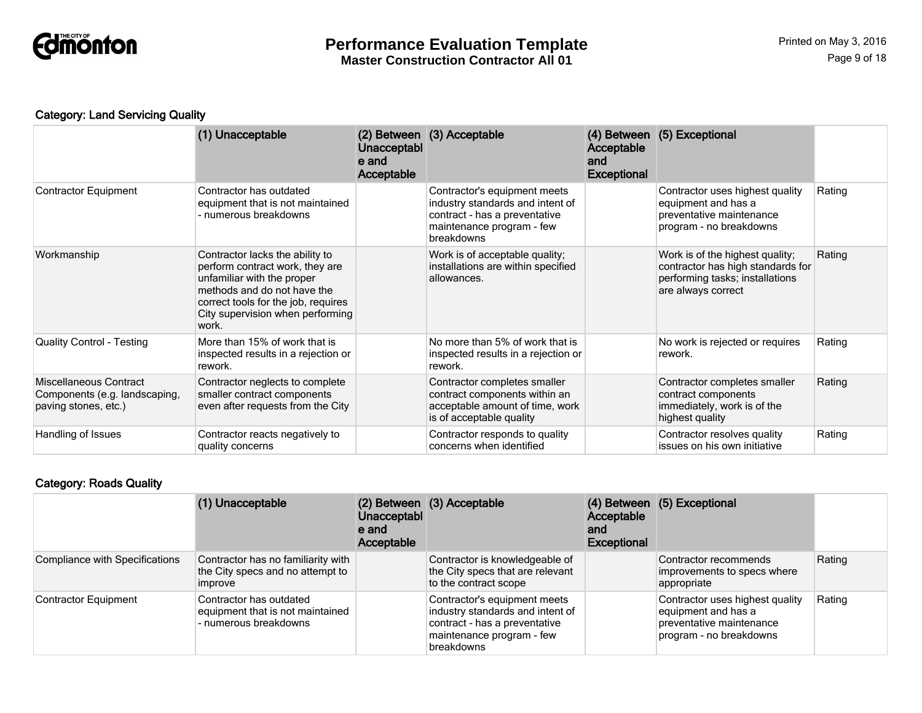**Category: Land Servicing Quality**

| | (1) Unacceptable | (2) Between Unacceptable and Acceptable | (3) Acceptable | (4) Between Acceptable and Exceptional | (5) Exceptional | |
|---|---|---|---|---|---|---|
| Contractor Equipment | Contractor has outdated equipment that is not maintained - numerous breakdowns | | Contractor's equipment meets industry standards and intent of contract - has a preventative maintenance program - few breakdowns | | Contractor uses highest quality equipment and has a preventative maintenance program - no breakdowns | Rating |
| Workmanship | Contractor lacks the ability to perform contract work, they are unfamiliar with the proper methods and do not have the correct tools for the job, requires City supervision when performing work. | | Work is of acceptable quality; installations are within specified allowances. | | Work is of the highest quality; contractor has high standards for performing tasks; installations are always correct | Rating |
| Quality Control - Testing | More than 15% of work that is inspected results in a rejection or rework. | | No more than 5% of work that is inspected results in a rejection or rework. | | No work is rejected or requires rework. | Rating |
| Miscellaneous Contract Components (e.g. landscaping, paving stones, etc.) | Contractor neglects to complete smaller contract components even after requests from the City | | Contractor completes smaller contract components within an acceptable amount of time, work is of acceptable quality | | Contractor completes smaller contract components immediately, work is of the highest quality | Rating |
| Handling of Issues | Contractor reacts negatively to quality concerns | | Contractor responds to quality concerns when identified | | Contractor resolves quality issues on his own initiative | Rating |

**Category: Roads Quality**

| | (1) Unacceptable | (2) Between Unacceptable and Acceptable | (3) Acceptable | (4) Between Acceptable and Exceptional | (5) Exceptional | |
|---|---|---|---|---|---|---|
| Compliance with Specifications | Contractor has no familiarity with the City specs and no attempt to improve | | Contractor is knowledgeable of the City specs that are relevant to the contract scope | | Contractor recommends improvements to specs where appropriate | Rating |
| Contractor Equipment | Contractor has outdated equipment that is not maintained - numerous breakdowns | | Contractor's equipment meets industry standards and intent of contract - has a preventative maintenance program - few breakdowns | | Contractor uses highest quality equipment and has a preventative maintenance program - no breakdowns | Rating |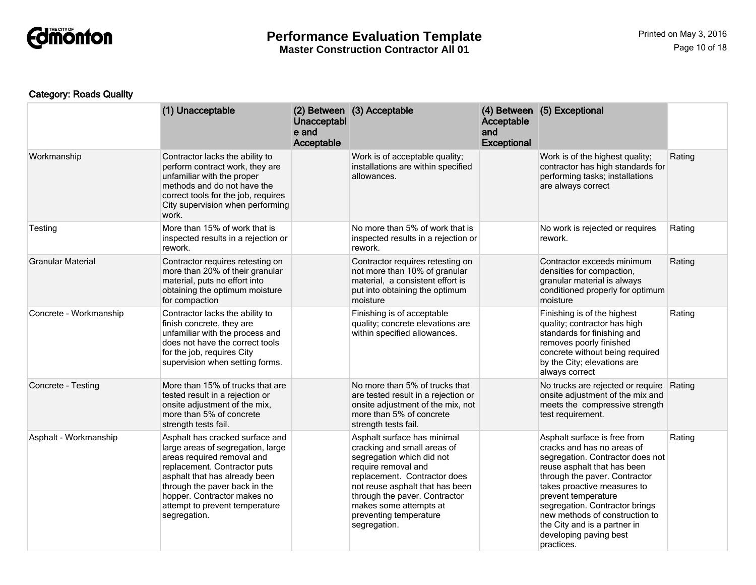### Category: Roads Quality

| | (1) Unacceptable | (2) Between Unacceptable and Acceptable | (3) Acceptable | (4) Between Acceptable and Exceptional | (5) Exceptional | |
|---|---|---|---|---|---|---|
| Workmanship | Contractor lacks the ability to perform contract work, they are unfamiliar with the proper methods and do not have the correct tools for the job, requires City supervision when performing work. | | Work is of acceptable quality; installations are within specified allowances. | | Work is of the highest quality; contractor has high standards for performing tasks; installations are always correct | Rating |
| Testing | More than 15% of work that is inspected results in a rejection or rework. | | No more than 5% of work that is inspected results in a rejection or rework. | | No work is rejected or requires rework. | Rating |
| Granular Material | Contractor requires retesting on more than 20% of their granular material, puts no effort into obtaining the optimum moisture for compaction | | Contractor requires retesting on not more than 10% of granular material, a consistent effort is put into obtaining the optimum moisture | | Contractor exceeds minimum densities for compaction, granular material is always conditioned properly for optimum moisture | Rating |
| Concrete - Workmanship | Contractor lacks the ability to finish concrete, they are unfamiliar with the process and does not have the correct tools for the job, requires City supervision when setting forms. | | Finishing is of acceptable quality; concrete elevations are within specified allowances. | | Finishing is of the highest quality; contractor has high standards for finishing and removes poorly finished concrete without being required by the City; elevations are always correct | Rating |
| Concrete - Testing | More than 15% of trucks that are tested result in a rejection or onsite adjustment of the mix, more than 5% of concrete strength tests fail. | | No more than 5% of trucks that are tested result in a rejection or onsite adjustment of the mix, not more than 5% of concrete strength tests fail. | | No trucks are rejected or require onsite adjustment of the mix and meets the compressive strength test requirement. | Rating |
| Asphalt - Workmanship | Asphalt has cracked surface and large areas of segregation, large areas required removal and replacement. Contractor puts asphalt that has already been through the paver back in the hopper. Contractor makes no attempt to prevent temperature segregation. | | Asphalt surface has minimal cracking and small areas of segregation which did not require removal and replacement. Contractor does not reuse asphalt that has been through the paver. Contractor makes some attempts at preventing temperature segregation. | | Asphalt surface is free from cracks and has no areas of segregation. Contractor does not reuse asphalt that has been through the paver. Contractor takes proactive measures to prevent temperature segregation. Contractor brings new methods of construction to the City and is a partner in developing paving best practices. | Rating |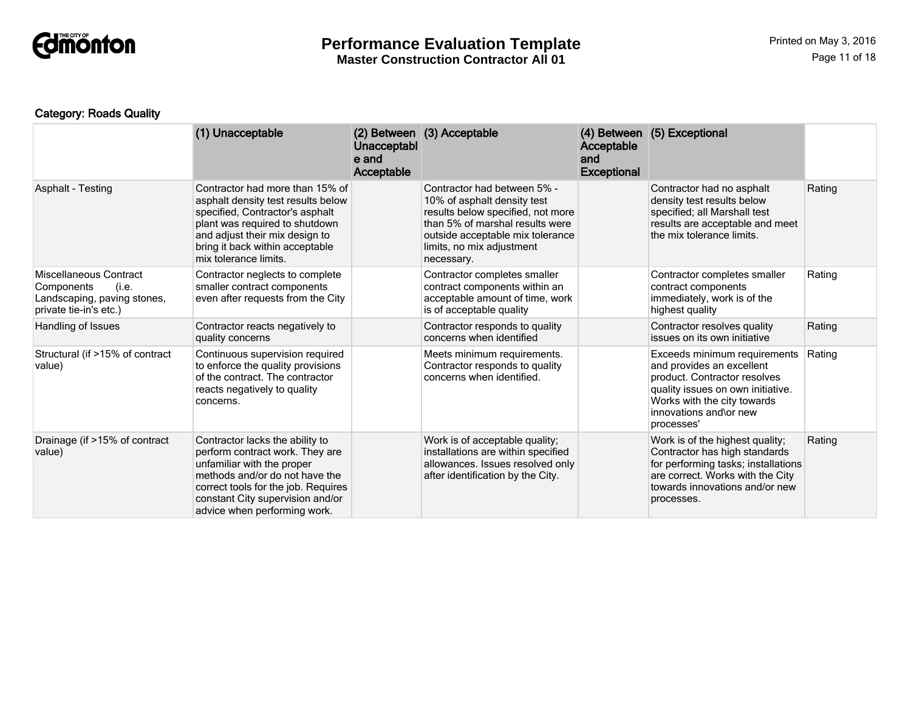**Category: Roads Quality**

| | (1) Unacceptable | (2) Between Unacceptable and Acceptable | (3) Acceptable | (4) Between Acceptable and Exceptional | (5) Exceptional | |
|---|---|---|---|---|---|---|
| Asphalt - Testing | Contractor had more than 15% of asphalt density test results below specified, Contractor's asphalt plant was required to shutdown and adjust their mix design to bring it back within acceptable mix tolerance limits. | | Contractor had between 5% - 10% of asphalt density test results below specified, not more than 5% of marshal results were outside acceptable mix tolerance limits, no mix adjustment necessary. | | Contractor had no asphalt density test results below specified; all Marshall test results are acceptable and meet the mix tolerance limits. | Rating |
| Miscellaneous Contract Components (i.e. Landscaping, paving stones, private tie-in's etc.) | Contractor neglects to complete smaller contract components even after requests from the City | | Contractor completes smaller contract components within an acceptable amount of time, work is of acceptable quality | | Contractor completes smaller contract components immediately, work is of the highest quality | Rating |
| Handling of Issues | Contractor reacts negatively to quality concerns | | Contractor responds to quality concerns when identified | | Contractor resolves quality issues on its own initiative | Rating |
| Structural (if >15% of contract value) | Continuous supervision required to enforce the quality provisions of the contract. The contractor reacts negatively to quality concerns. | | Meets minimum requirements. Contractor responds to quality concerns when identified. | | Exceeds minimum requirements and provides an excellent product. Contractor resolves quality issues on own initiative. Works with the city towards innovations and\or new processes' | Rating |
| Drainage (if >15% of contract value) | Contractor lacks the ability to perform contract work. They are unfamiliar with the proper methods and/or do not have the correct tools for the job. Requires constant City supervision and/or advice when performing work. | | Work is of acceptable quality; installations are within specified allowances. Issues resolved only after identification by the City. | | Work is of the highest quality; Contractor has high standards for performing tasks; installations are correct. Works with the City towards innovations and/or new processes. | Rating |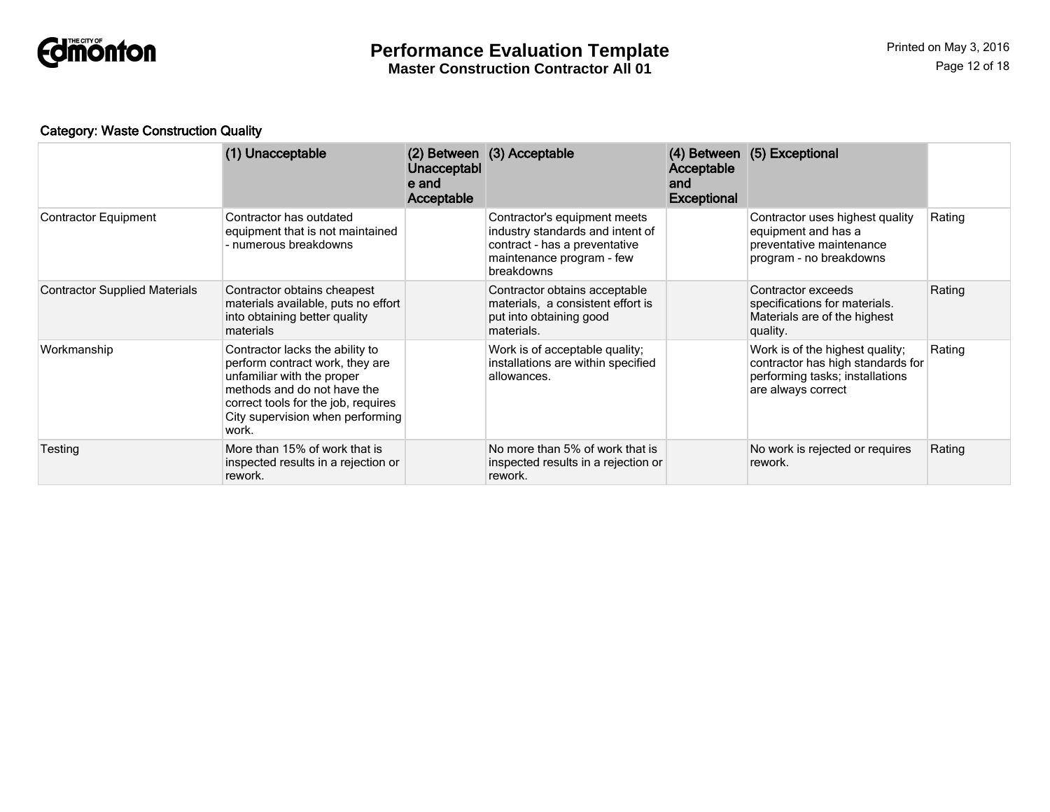### Category: Waste Construction Quality

| | (1) Unacceptable | (2) Between Unacceptable and Acceptable | (3) Acceptable | (4) Between Acceptable and Exceptional | (5) Exceptional | |
|---|---|---|---|---|---|---|
| Contractor Equipment | Contractor has outdated equipment that is not maintained - numerous breakdowns | | Contractor's equipment meets industry standards and intent of contract - has a preventative maintenance program - few breakdowns | | Contractor uses highest quality equipment and has a preventative maintenance program - no breakdowns | Rating |
| Contractor Supplied Materials | Contractor obtains cheapest materials available, puts no effort into obtaining better quality materials | | Contractor obtains acceptable materials, a consistent effort is put into obtaining good materials. | | Contractor exceeds specifications for materials. Materials are of the highest quality. | Rating |
| Workmanship | Contractor lacks the ability to perform contract work, they are unfamiliar with the proper methods and do not have the correct tools for the job, requires City supervision when performing work. | | Work is of acceptable quality; installations are within specified allowances. | | Work is of the highest quality; contractor has high standards for performing tasks; installations are always correct | Rating |
| Testing | More than 15% of work that is inspected results in a rejection or rework. | | No more than 5% of work that is inspected results in a rejection or rework. | | No work is rejected or requires rework. | Rating |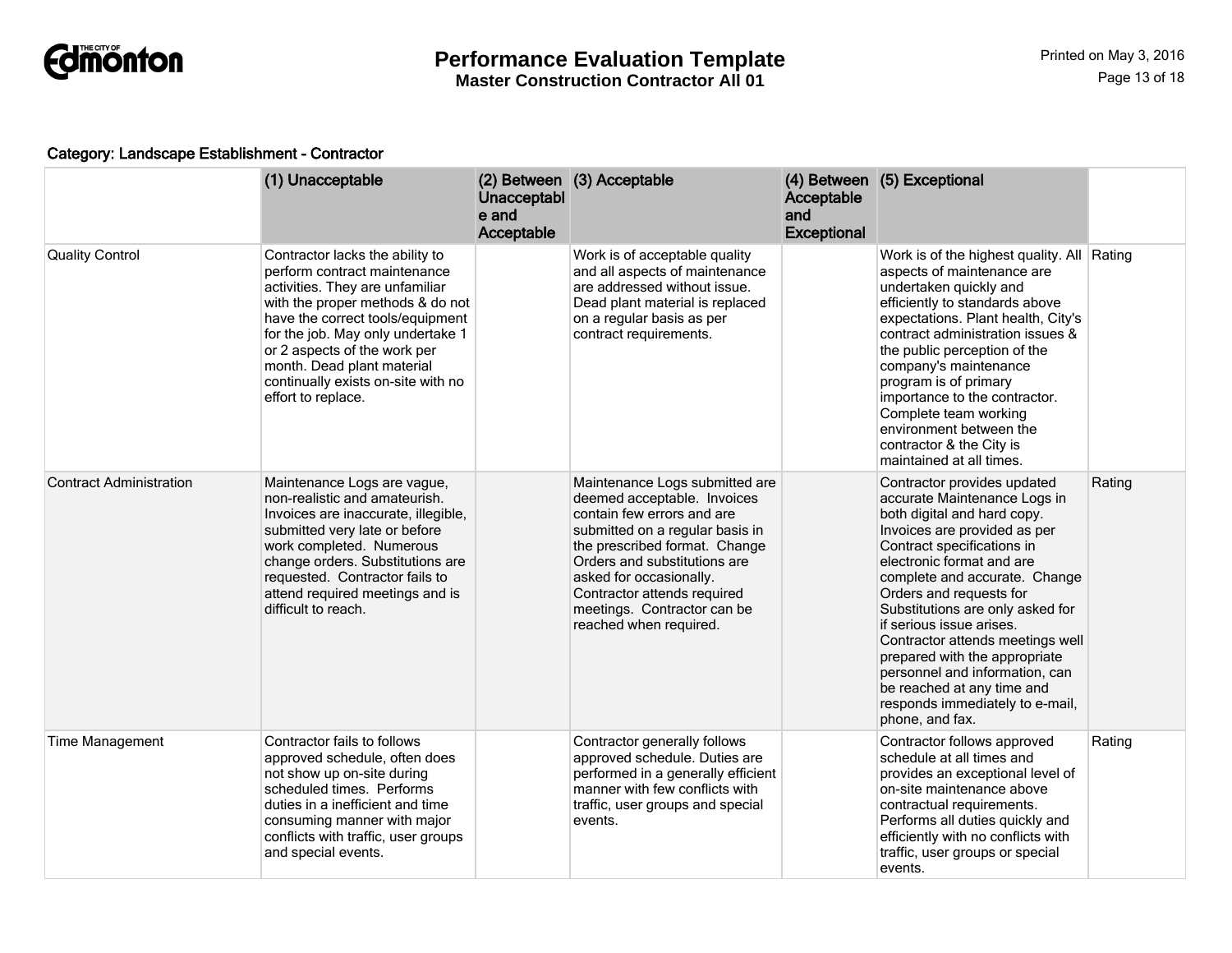Category: Landscape Establishment - Contractor

| | (1) Unacceptable | (2) Between Unacceptable and Acceptable | (3) Acceptable | (4) Between Acceptable and Exceptional | (5) Exceptional | |
|---|---|---|---|---|---|---|
| Quality Control | Contractor lacks the ability to perform contract maintenance activities. They are unfamiliar with the proper methods & do not have the correct tools/equipment for the job. May only undertake 1 or 2 aspects of the work per month. Dead plant material continually exists on-site with no effort to replace. | | Work is of acceptable quality and all aspects of maintenance are addressed without issue. Dead plant material is replaced on a regular basis as per contract requirements. | | Work is of the highest quality. All aspects of maintenance are undertaken quickly and efficiently to standards above expectations. Plant health, City's contract administration issues & the public perception of the company's maintenance program is of primary importance to the contractor. Complete team working environment between the contractor & the City is maintained at all times. | Rating |
| Contract Administration | Maintenance Logs are vague, non-realistic and amateurish. Invoices are inaccurate, illegible, submitted very late or before work completed. Numerous change orders. Substitutions are requested. Contractor fails to attend required meetings and is difficult to reach. | | Maintenance Logs submitted are deemed acceptable. Invoices contain few errors and are submitted on a regular basis in the prescribed format. Change Orders and substitutions are asked for occasionally. Contractor attends required meetings. Contractor can be reached when required. | | Contractor provides updated accurate Maintenance Logs in both digital and hard copy. Invoices are provided as per Contract specifications in electronic format and are complete and accurate. Change Orders and requests for Substitutions are only asked for if serious issue arises. Contractor attends meetings well prepared with the appropriate personnel and information, can be reached at any time and responds immediately to e-mail, phone, and fax. | Rating |
| Time Management | Contractor fails to follows approved schedule, often does not show up on-site during scheduled times. Performs duties in a inefficient and time consuming manner with major conflicts with traffic, user groups and special events. | | Contractor generally follows approved schedule. Duties are performed in a generally efficient manner with few conflicts with traffic, user groups and special events. | | Contractor follows approved schedule at all times and provides an exceptional level of on-site maintenance above contractual requirements. Performs all duties quickly and efficiently with no conflicts with traffic, user groups or special events. | Rating |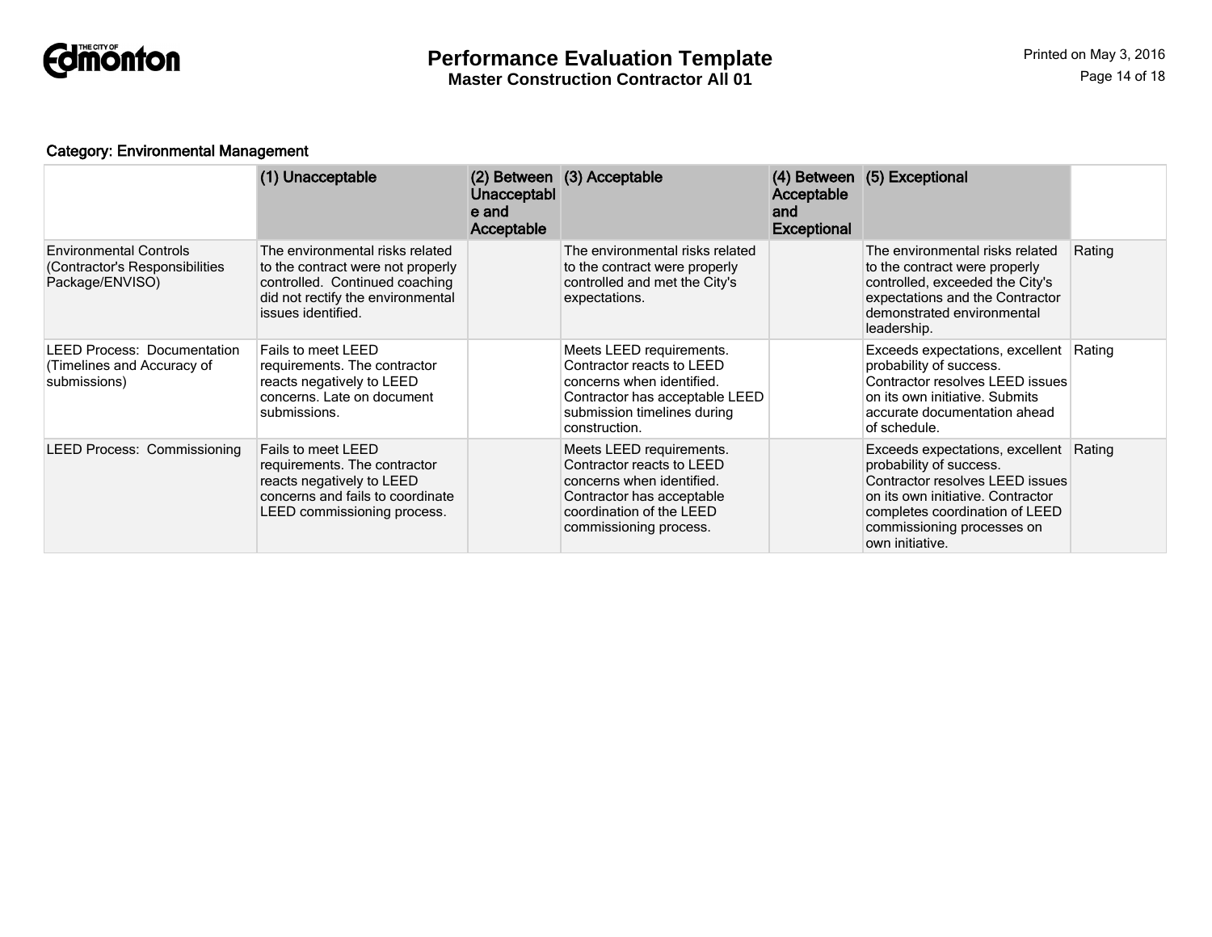**Category: Environmental Management**

| | (1) Unacceptable | (2) Between Unacceptable and Acceptable | (3) Acceptable | (4) Between Acceptable and Exceptional | (5) Exceptional | |
|---|---|---|---|---|---|---|
| Environmental Controls (Contractor's Responsibilities Package/ENVISO) | The environmental risks related to the contract were not properly controlled. Continued coaching did not rectify the environmental issues identified. | | The environmental risks related to the contract were properly controlled and met the City's expectations. | | The environmental risks related to the contract were properly controlled, exceeded the City's expectations and the Contractor demonstrated environmental leadership. | Rating |
| LEED Process: Documentation (Timelines and Accuracy of submissions) | Fails to meet LEED requirements. The contractor reacts negatively to LEED concerns. Late on document submissions. | | Meets LEED requirements. Contractor reacts to LEED concerns when identified. Contractor has acceptable LEED submission timelines during construction. | | Exceeds expectations, excellent probability of success. Contractor resolves LEED issues on its own initiative. Submits accurate documentation ahead of schedule. | Rating |
| LEED Process: Commissioning | Fails to meet LEED requirements. The contractor reacts negatively to LEED concerns and fails to coordinate LEED commissioning process. | | Meets LEED requirements. Contractor reacts to LEED concerns when identified. Contractor has acceptable coordination of the LEED commissioning process. | | Exceeds expectations, excellent probability of success. Contractor resolves LEED issues on its own initiative. Contractor completes coordination of LEED commissioning processes on own initiative. | Rating |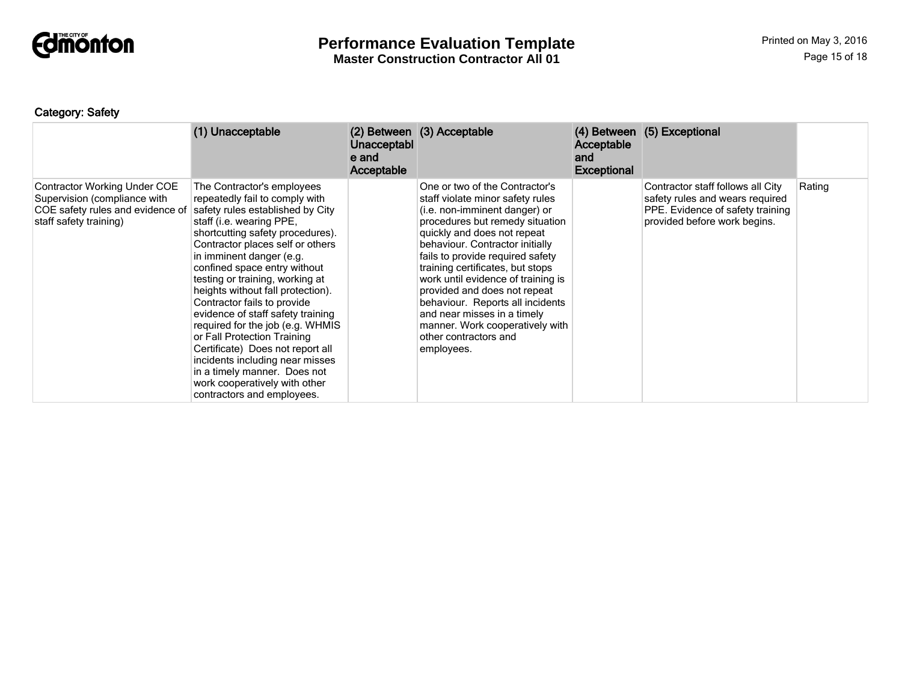**Category: Safety**

| | (1) Unacceptable | (2) Between Unacceptable and Acceptable | (3) Acceptable | (4) Between Acceptable and Exceptional | (5) Exceptional | |
|---|---|---|---|---|---|---|
| Contractor Working Under COE Supervision (compliance with COE safety rules and evidence of staff safety training) | The Contractor's employees repeatedly fail to comply with safety rules established by City staff (i.e. wearing PPE, shortcutting safety procedures). Contractor places self or others in imminent danger (e.g. confined space entry without testing or training, working at heights without fall protection). Contractor fails to provide evidence of staff safety training required for the job (e.g. WHMIS or Fall Protection Training Certificate) Does not report all incidents including near misses in a timely manner. Does not work cooperatively with other contractors and employees. | | One or two of the Contractor's staff violate minor safety rules (i.e. non-imminent danger) or procedures but remedy situation quickly and does not repeat behaviour. Contractor initially fails to provide required safety training certificates, but stops work until evidence of training is provided and does not repeat behaviour. Reports all incidents and near misses in a timely manner. Work cooperatively with other contractors and employees. | | Contractor staff follows all City safety rules and wears required PPE. Evidence of safety training provided before work begins. | Rating |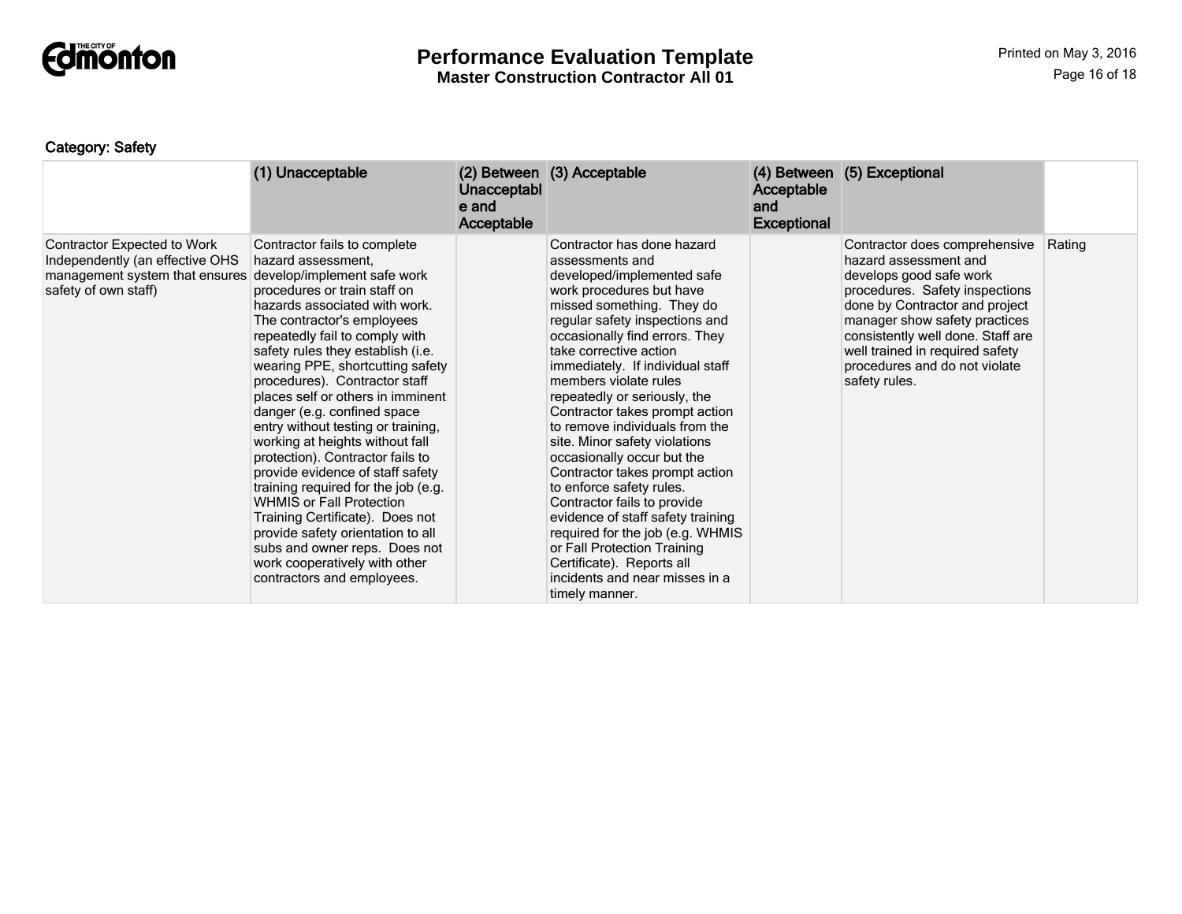### Category: Safety

| | (1) Unacceptable | (2) Between Unacceptable and Acceptable | (3) Acceptable | (4) Between Acceptable and Exceptional | (5) Exceptional | |
|---|---|---|---|---|---|---|
| Contractor Expected to Work Independently (an effective OHS management system that ensures safety of own staff) | Contractor fails to complete hazard assessment, develop/implement safe work procedures or train staff on hazards associated with work. The contractor's employees repeatedly fail to comply with safety rules they establish (i.e. wearing PPE, shortcutting safety procedures). Contractor staff places self or others in imminent danger (e.g. confined space entry without testing or training, working at heights without fall protection). Contractor fails to provide evidence of staff safety training required for the job (e.g. WHMIS or Fall Protection Training Certificate). Does not provide safety orientation to all subs and owner reps. Does not work cooperatively with other contractors and employees. | | Contractor has done hazard assessments and developed/implemented safe work procedures but have missed something. They do regular safety inspections and occasionally find errors. They take corrective action immediately. If individual staff members violate rules repeatedly or seriously, the Contractor takes prompt action to remove individuals from the site. Minor safety violations occasionally occur but the Contractor takes prompt action to enforce safety rules. Contractor fails to provide evidence of staff safety training required for the job (e.g. WHMIS or Fall Protection Training Certificate). Reports all incidents and near misses in a timely manner. | | Contractor does comprehensive hazard assessment and develops good safe work procedures. Safety inspections done by Contractor and project manager show safety practices consistently well done. Staff are well trained in required safety procedures and do not violate safety rules. | Rating |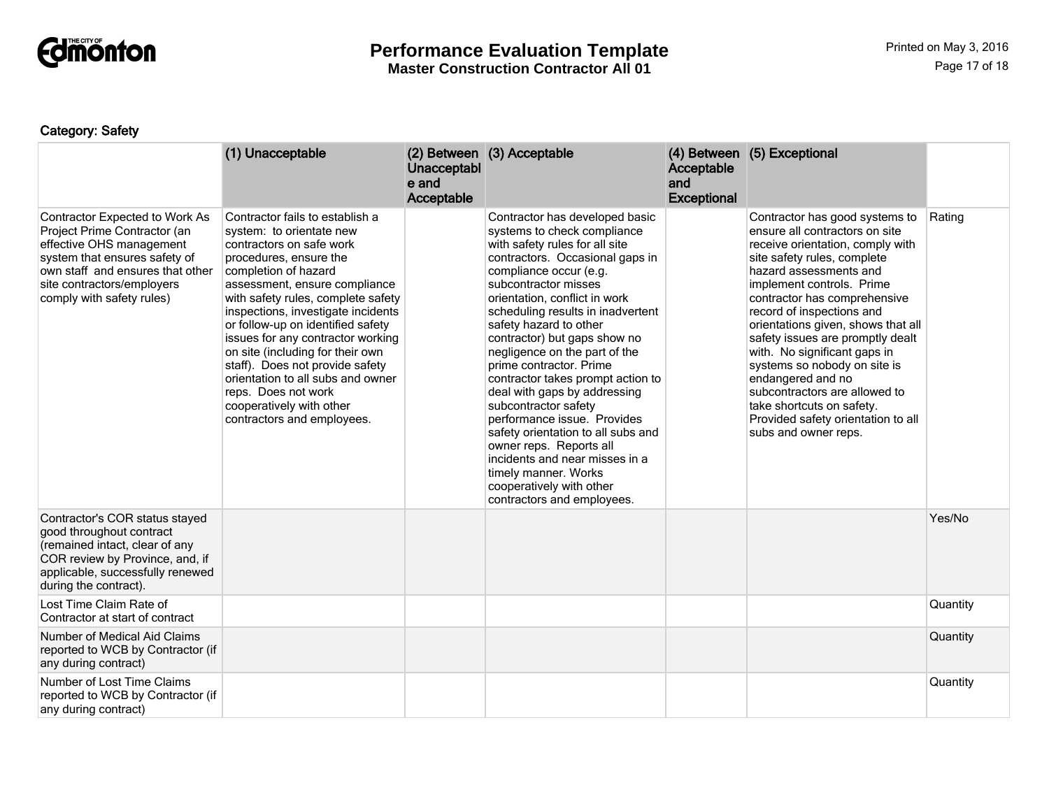# Performance Evaluation Template

**Master Construction Contractor All 01**

### Category: Safety

| | (1) Unacceptable | (2) Between Unacceptable and Acceptable | (3) Acceptable | (4) Between Acceptable and Exceptional | (5) Exceptional | |
|---|---|---|---|---|---|---|
| Contractor Expected to Work As Project Prime Contractor (an effective OHS management system that ensures safety of own staff and ensures that other site contractors/employers comply with safety rules) | Contractor fails to establish a system: to orientate new contractors on safe work procedures, ensure the completion of hazard assessment, ensure compliance with safety rules, complete safety inspections, investigate incidents or follow-up on identified safety issues for any contractor working on site (including for their own staff). Does not provide safety orientation to all subs and owner reps. Does not work cooperatively with other contractors and employees. | | Contractor has developed basic systems to check compliance with safety rules for all site contractors. Occasional gaps in compliance occur (e.g. subcontractor misses orientation, conflict in work scheduling results in inadvertent safety hazard to other contractor) but gaps show no negligence on the part of the prime contractor. Prime contractor takes prompt action to deal with gaps by addressing subcontractor safety performance issue. Provides safety orientation to all subs and owner reps. Reports all incidents and near misses in a timely manner. Works cooperatively with other contractors and employees. | | Contractor has good systems to ensure all contractors on site receive orientation, comply with site safety rules, complete hazard assessments and implement controls. Prime contractor has comprehensive record of inspections and orientations given, shows that all safety issues are promptly dealt with. No significant gaps in systems so nobody on site is endangered and no subcontractors are allowed to take shortcuts on safety. Provided safety orientation to all subs and owner reps. | Rating |
| Contractor's COR status stayed good throughout contract (remained intact, clear of any COR review by Province, and, if applicable, successfully renewed during the contract). | | | | | | Yes/No |
| Lost Time Claim Rate of Contractor at start of contract | | | | | | Quantity |
| Number of Medical Aid Claims reported to WCB by Contractor (if any during contract) | | | | | | Quantity |
| Number of Lost Time Claims reported to WCB by Contractor (if any during contract) | | | | | | Quantity |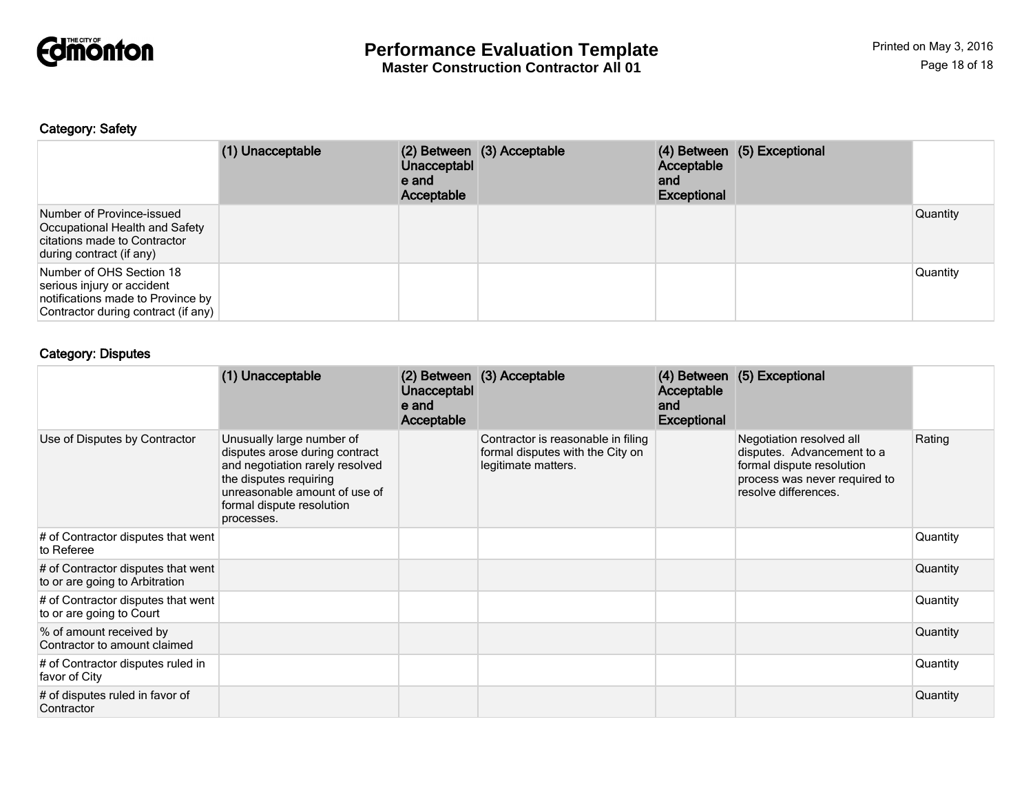**Category: Safety**

| | (1) Unacceptable | (2) Between Unacceptable and Acceptable | (3) Acceptable | (4) Between Acceptable and Exceptional | (5) Exceptional | |
|---|---|---|---|---|---|---|
| Number of Province-issued Occupational Health and Safety citations made to Contractor during contract (if any) | | | | | | Quantity |
| Number of OHS Section 18 serious injury or accident notifications made to Province by Contractor during contract (if any) | | | | | | Quantity |

**Category: Disputes**

| | (1) Unacceptable | (2) Between Unacceptable and Acceptable | (3) Acceptable | (4) Between Acceptable and Exceptional | (5) Exceptional | |
|---|---|---|---|---|---|---|
| Use of Disputes by Contractor | Unusually large number of disputes arose during contract and negotiation rarely resolved the disputes requiring unreasonable amount of use of formal dispute resolution processes. | | Contractor is reasonable in filing formal disputes with the City on legitimate matters. | | Negotiation resolved all disputes. Advancement to a formal dispute resolution process was never required to resolve differences. | Rating |
| # of Contractor disputes that went to Referee | | | | | | Quantity |
| # of Contractor disputes that went to or are going to Arbitration | | | | | | Quantity |
| # of Contractor disputes that went to or are going to Court | | | | | | Quantity |
| % of amount received by Contractor to amount claimed | | | | | | Quantity |
| # of Contractor disputes ruled in favor of City | | | | | | Quantity |
| # of disputes ruled in favor of Contractor | | | | | | Quantity |